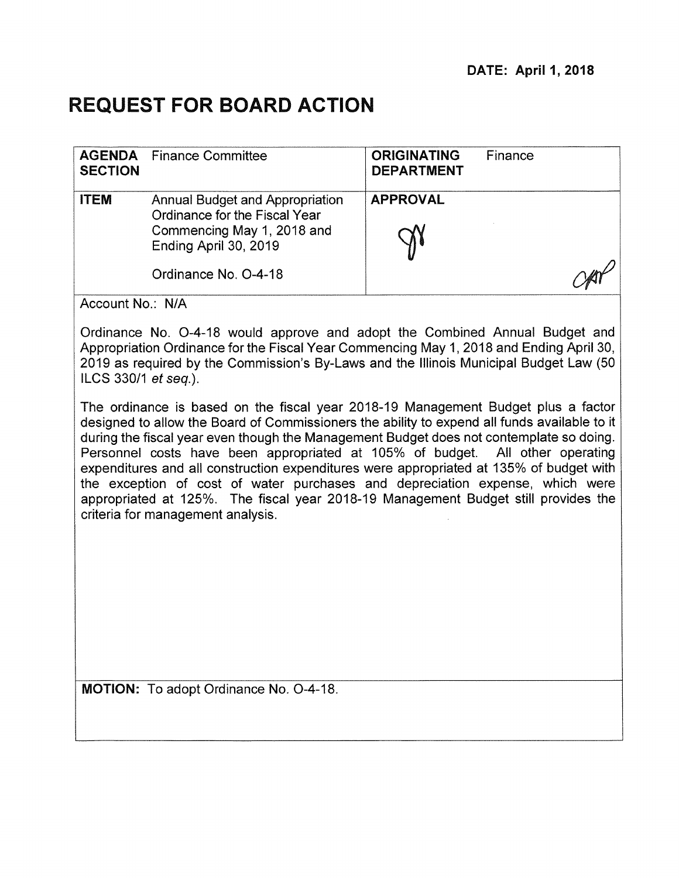**DATE: April 1, 2018**

# REQUEST FOR BOARD ACTION

| **AGENDA SECTION** | Finance Committee | **ORIGINATING DEPARTMENT** | Finance |
|---|---|---|---|
| **ITEM** | Annual Budget and Appropriation Ordinance for the Fiscal Year Commencing May 1, 2018 and Ending April 30, 2019<br><br>Ordinance No. O-4-18 | **APPROVAL** | |

Account No.: N/A

Ordinance No. O-4-18 would approve and adopt the Combined Annual Budget and Appropriation Ordinance for the Fiscal Year Commencing May 1, 2018 and Ending April 30, 2019 as required by the Commission's By-Laws and the Illinois Municipal Budget Law (50 ILCS 330/1 *et seq.*).

The ordinance is based on the fiscal year 2018-19 Management Budget plus a factor designed to allow the Board of Commissioners the ability to expend all funds available to it during the fiscal year even though the Management Budget does not contemplate so doing. Personnel costs have been appropriated at 105% of budget. All other operating expenditures and all construction expenditures were appropriated at 135% of budget with the exception of cost of water purchases and depreciation expense, which were appropriated at 125%. The fiscal year 2018-19 Management Budget still provides the criteria for management analysis.

**MOTION:** To adopt Ordinance No. O-4-18.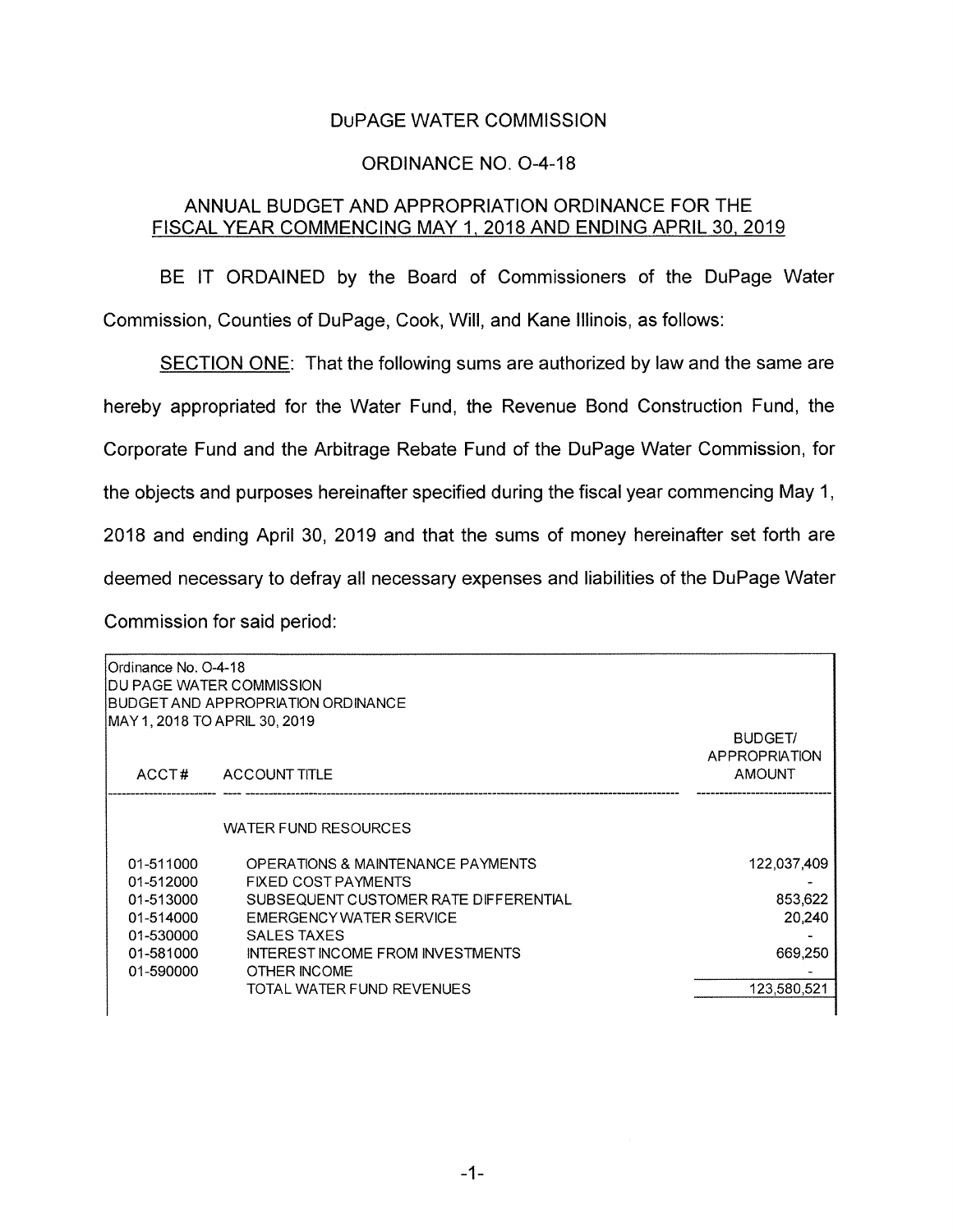# DuPAGE WATER COMMISSION

## ORDINANCE NO. O-4-18

## ANNUAL BUDGET AND APPROPRIATION ORDINANCE FOR THE FISCAL YEAR COMMENCING MAY 1, 2018 AND ENDING APRIL 30, 2019

BE IT ORDAINED by the Board of Commissioners of the DuPage Water Commission, Counties of DuPage, Cook, Will, and Kane Illinois, as follows:

SECTION ONE: That the following sums are authorized by law and the same are hereby appropriated for the Water Fund, the Revenue Bond Construction Fund, the Corporate Fund and the Arbitrage Rebate Fund of the DuPage Water Commission, for the objects and purposes hereinafter specified during the fiscal year commencing May 1, 2018 and ending April 30, 2019 and that the sums of money hereinafter set forth are deemed necessary to defray all necessary expenses and liabilities of the DuPage Water Commission for said period:

Ordinance No. O-4-18
DU PAGE WATER COMMISSION
BUDGET AND APPROPRIATION ORDINANCE
MAY 1, 2018 TO APRIL 30, 2019

| ACCT# | ACCOUNT TITLE | BUDGET/ APPROPRIATION AMOUNT |
|---|---|---|
| | WATER FUND RESOURCES | |
| 01-511000 | OPERATIONS & MAINTENANCE PAYMENTS | 122,037,409 |
| 01-512000 | FIXED COST PAYMENTS | - |
| 01-513000 | SUBSEQUENT CUSTOMER RATE DIFFERENTIAL | 853,622 |
| 01-514000 | EMERGENCY WATER SERVICE | 20,240 |
| 01-530000 | SALES TAXES | - |
| 01-581000 | INTEREST INCOME FROM INVESTMENTS | 669,250 |
| 01-590000 | OTHER INCOME | - |
| | TOTAL WATER FUND REVENUES | 123,580,521 |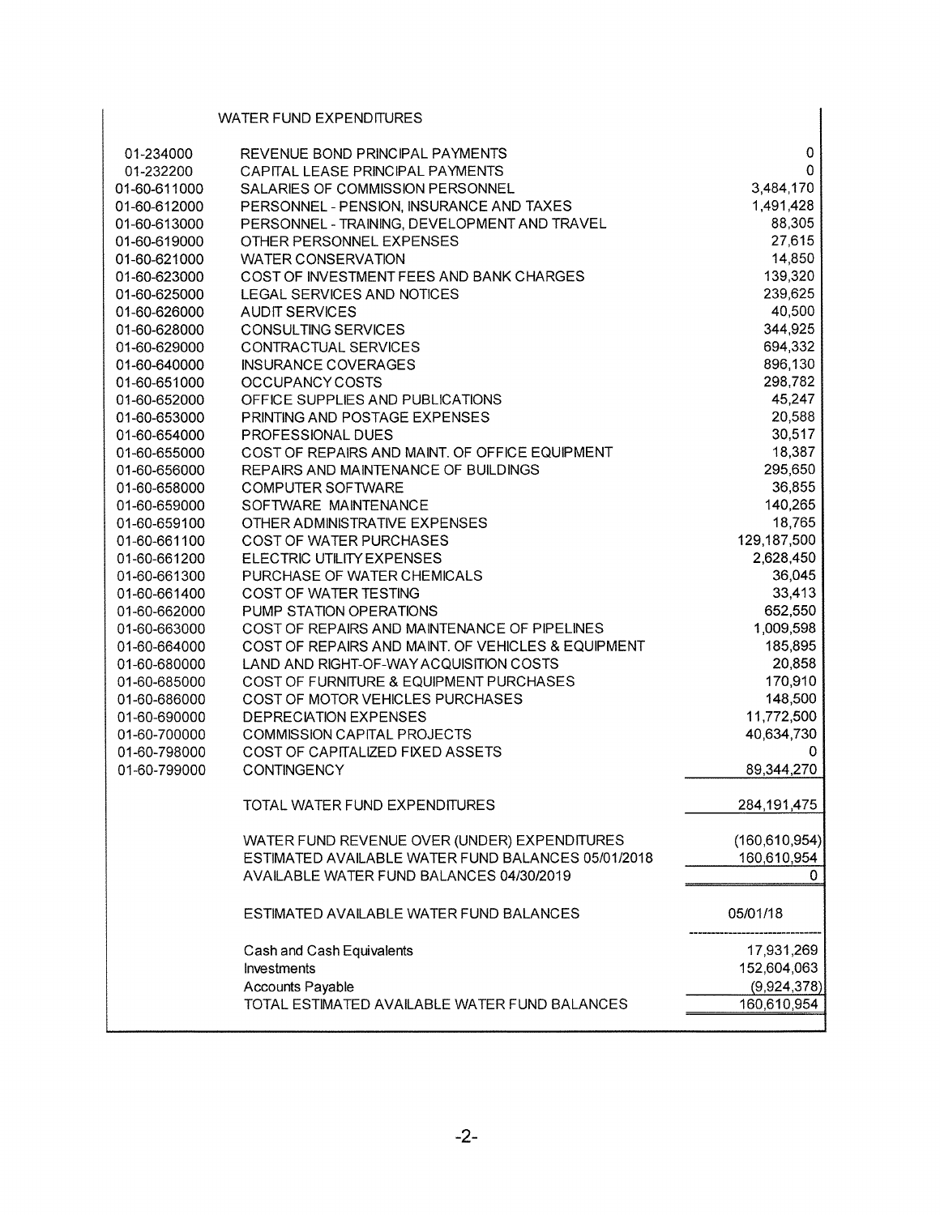## WATER FUND EXPENDITURES

| Account | Description | Amount |
|---|---|---|
| 01-234000 | REVENUE BOND PRINCIPAL PAYMENTS | 0 |
| 01-232200 | CAPITAL LEASE PRINCIPAL PAYMENTS | 0 |
| 01-60-611000 | SALARIES OF COMMISSION PERSONNEL | 3,484,170 |
| 01-60-612000 | PERSONNEL - PENSION, INSURANCE AND TAXES | 1,491,428 |
| 01-60-613000 | PERSONNEL - TRAINING, DEVELOPMENT AND TRAVEL | 88,305 |
| 01-60-619000 | OTHER PERSONNEL EXPENSES | 27,615 |
| 01-60-621000 | WATER CONSERVATION | 14,850 |
| 01-60-623000 | COST OF INVESTMENT FEES AND BANK CHARGES | 139,320 |
| 01-60-625000 | LEGAL SERVICES AND NOTICES | 239,625 |
| 01-60-626000 | AUDIT SERVICES | 40,500 |
| 01-60-628000 | CONSULTING SERVICES | 344,925 |
| 01-60-629000 | CONTRACTUAL SERVICES | 694,332 |
| 01-60-640000 | INSURANCE COVERAGES | 896,130 |
| 01-60-651000 | OCCUPANCY COSTS | 298,782 |
| 01-60-652000 | OFFICE SUPPLIES AND PUBLICATIONS | 45,247 |
| 01-60-653000 | PRINTING AND POSTAGE EXPENSES | 20,588 |
| 01-60-654000 | PROFESSIONAL DUES | 30,517 |
| 01-60-655000 | COST OF REPAIRS AND MAINT. OF OFFICE EQUIPMENT | 18,387 |
| 01-60-656000 | REPAIRS AND MAINTENANCE OF BUILDINGS | 295,650 |
| 01-60-658000 | COMPUTER SOFTWARE | 36,855 |
| 01-60-659000 | SOFTWARE MAINTENANCE | 140,265 |
| 01-60-659100 | OTHER ADMINISTRATIVE EXPENSES | 18,765 |
| 01-60-661100 | COST OF WATER PURCHASES | 129,187,500 |
| 01-60-661200 | ELECTRIC UTILITY EXPENSES | 2,628,450 |
| 01-60-661300 | PURCHASE OF WATER CHEMICALS | 36,045 |
| 01-60-661400 | COST OF WATER TESTING | 33,413 |
| 01-60-662000 | PUMP STATION OPERATIONS | 652,550 |
| 01-60-663000 | COST OF REPAIRS AND MAINTENANCE OF PIPELINES | 1,009,598 |
| 01-60-664000 | COST OF REPAIRS AND MAINT. OF VEHICLES & EQUIPMENT | 185,895 |
| 01-60-680000 | LAND AND RIGHT-OF-WAY ACQUISITION COSTS | 20,858 |
| 01-60-685000 | COST OF FURNITURE & EQUIPMENT PURCHASES | 170,910 |
| 01-60-686000 | COST OF MOTOR VEHICLES PURCHASES | 148,500 |
| 01-60-690000 | DEPRECIATION EXPENSES | 11,772,500 |
| 01-60-700000 | COMMISSION CAPITAL PROJECTS | 40,634,730 |
| 01-60-798000 | COST OF CAPITALIZED FIXED ASSETS | 0 |
| 01-60-799000 | CONTINGENCY | 89,344,270 |
| | TOTAL WATER FUND EXPENDITURES | 284,191,475 |
| | WATER FUND REVENUE OVER (UNDER) EXPENDITURES | (160,610,954) |
| | ESTIMATED AVAILABLE WATER FUND BALANCES 05/01/2018 | 160,610,954 |
| | AVAILABLE WATER FUND BALANCES 04/30/2019 | 0 |

| | ESTIMATED AVAILABLE WATER FUND BALANCES | 05/01/18 |
|---|---|---|
| | Cash and Cash Equivalents | 17,931,269 |
| | Investments | 152,604,063 |
| | Accounts Payable | (9,924,378) |
| | TOTAL ESTIMATED AVAILABLE WATER FUND BALANCES | 160,610,954 |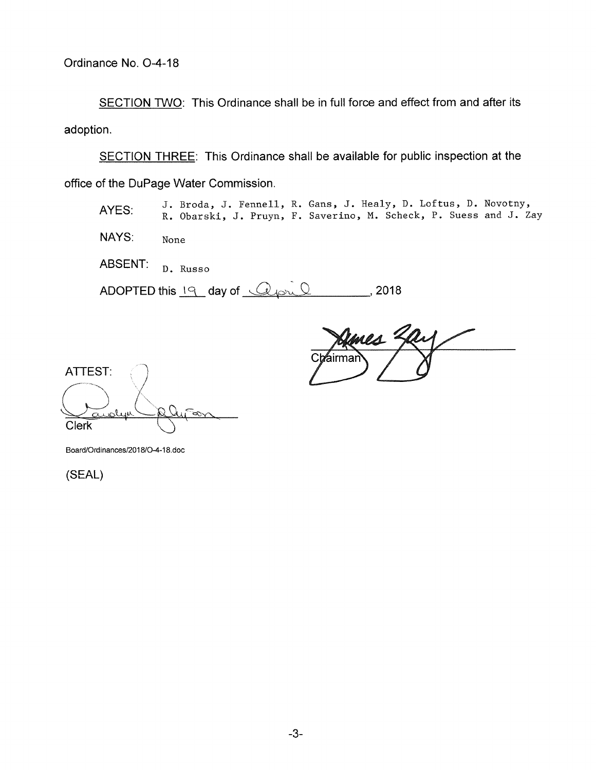Ordinance No. O-4-18

SECTION TWO: This Ordinance shall be in full force and effect from and after its adoption.

SECTION THREE: This Ordinance shall be available for public inspection at the office of the DuPage Water Commission.

AYES: J. Broda, J. Fennell, R. Gans, J. Healy, D. Loftus, D. Novotny, R. Obarski, J. Pruyn, F. Saverino, M. Scheck, P. Suess and J. Zay

NAYS: None

ABSENT: D. Russo

ADOPTED this 19 day of April, 2018

James Zay
Chairman

ATTEST:

Carolyn Johnson
Clerk

Board/Ordinances/2018/O-4-18.doc

(SEAL)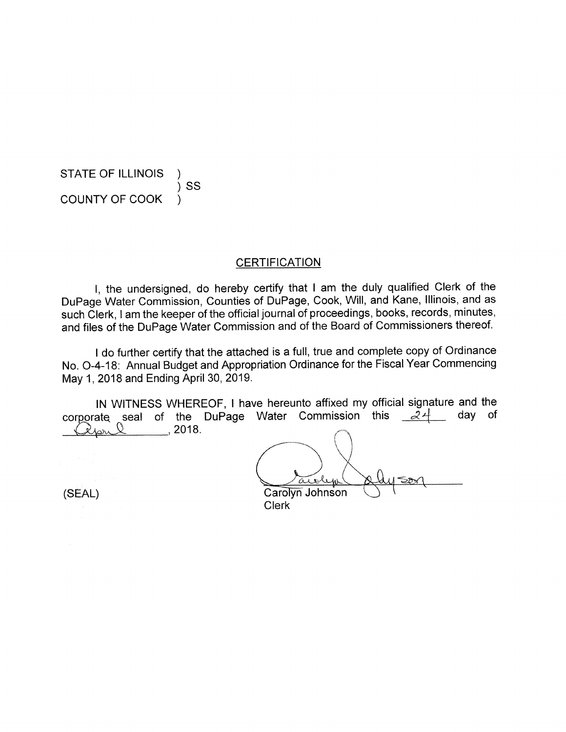STATE OF ILLINOIS )
) SS
COUNTY OF COOK )

## CERTIFICATION

I, the undersigned, do hereby certify that I am the duly qualified Clerk of the DuPage Water Commission, Counties of DuPage, Cook, Will, and Kane, Illinois, and as such Clerk, I am the keeper of the official journal of proceedings, books, records, minutes, and files of the DuPage Water Commission and of the Board of Commissioners thereof.

I do further certify that the attached is a full, true and complete copy of Ordinance No. O-4-18: Annual Budget and Appropriation Ordinance for the Fiscal Year Commencing May 1, 2018 and Ending April 30, 2019.

IN WITNESS WHEREOF, I have hereunto affixed my official signature and the corporate seal of the DuPage Water Commission this 24 day of April, 2018.

(SEAL)

Carolyn Johnson
Clerk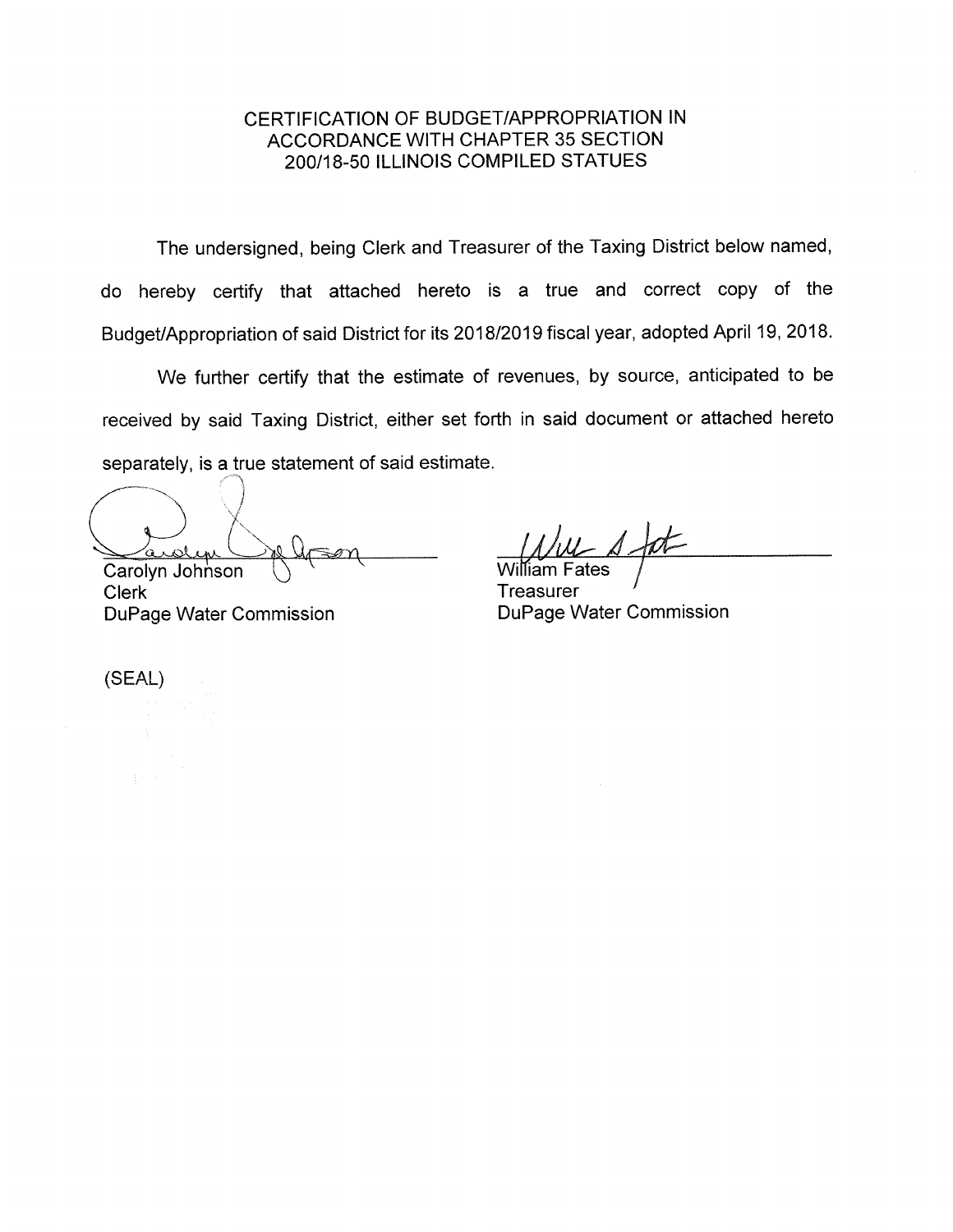# CERTIFICATION OF BUDGET/APPROPRIATION IN ACCORDANCE WITH CHAPTER 35 SECTION 200/18-50 ILLINOIS COMPILED STATUES

The undersigned, being Clerk and Treasurer of the Taxing District below named, do hereby certify that attached hereto is a true and correct copy of the Budget/Appropriation of said District for its 2018/2019 fiscal year, adopted April 19, 2018.

We further certify that the estimate of revenues, by source, anticipated to be received by said Taxing District, either set forth in said document or attached hereto separately, is a true statement of said estimate.

Carolyn Johnson
Clerk
DuPage Water Commission

William Fates
Treasurer
DuPage Water Commission

(SEAL)